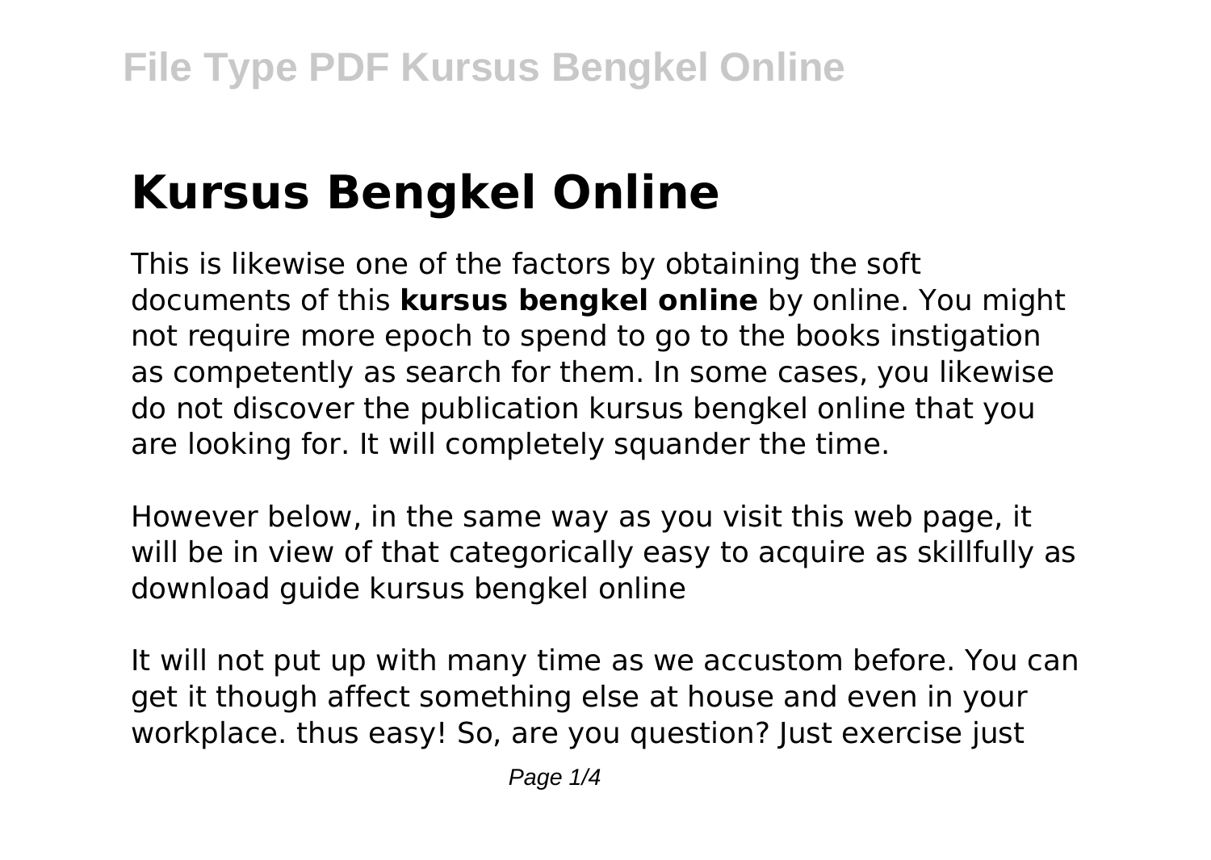# Kursus Bengkel Online

This is likewise one of the factors by obtaining the soft documents of this **kursus bengkel online** by online. You might not require more epoch to spend to go to the books instigation as competently as search for them. In some cases, you likewise do not discover the publication kursus bengkel online that you are looking for. It will completely squander the time.

However below, in the same way as you visit this web page, it will be in view of that categorically easy to acquire as skillfully as download guide kursus bengkel online

It will not put up with many time as we accustom before. You can get it though affect something else at house and even in your workplace. thus easy! So, are you question? Just exercise just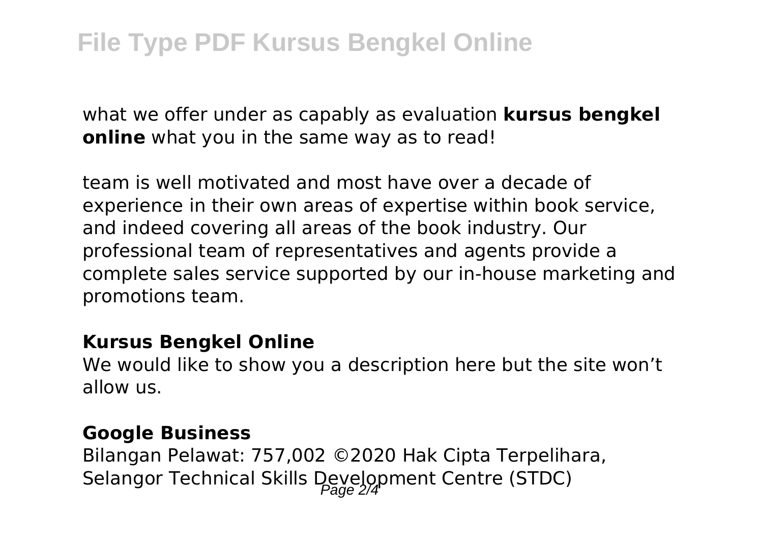what we offer under as capably as evaluation **kursus bengkel online** what you in the same way as to read!

team is well motivated and most have over a decade of experience in their own areas of expertise within book service, and indeed covering all areas of the book industry. Our professional team of representatives and agents provide a complete sales service supported by our in-house marketing and promotions team.

**Kursus Bengkel Online**

We would like to show you a description here but the site won't allow us.

**Google Business**

Bilangan Pelawat: 757,002 ©2020 Hak Cipta Terpelihara, Selangor Technical Skills Development Centre (STDC)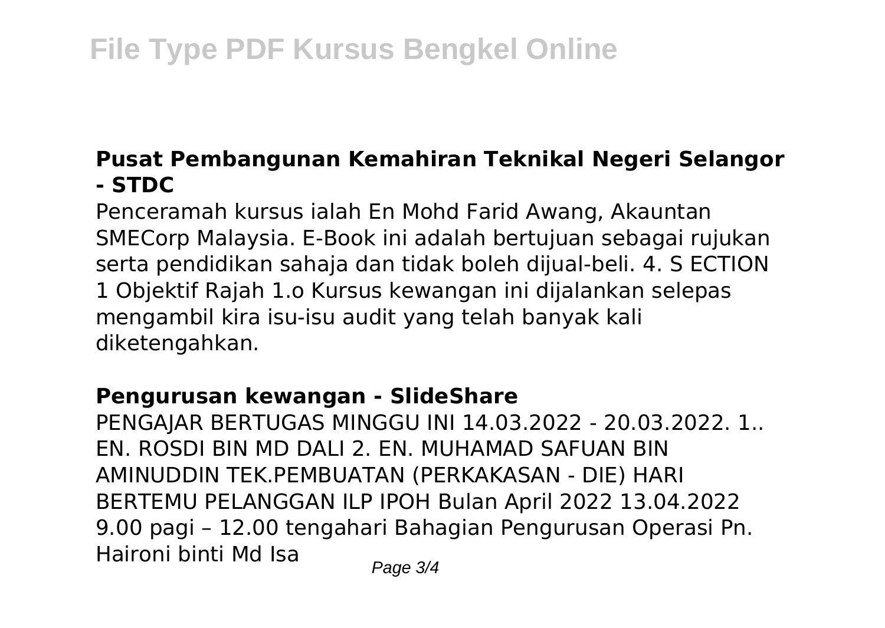### Pusat Pembangunan Kemahiran Teknikal Negeri Selangor - STDC

Penceramah kursus ialah En Mohd Farid Awang, Akauntan SMECorp Malaysia. E-Book ini adalah bertujuan sebagai rujukan serta pendidikan sahaja dan tidak boleh dijual-beli. 4. S ECTION 1 Objektif Rajah 1.o Kursus kewangan ini dijalankan selepas mengambil kira isu-isu audit yang telah banyak kali diketengahkan.

### Pengurusan kewangan - SlideShare

PENGAJAR BERTUGAS MINGGU INI 14.03.2022 - 20.03.2022. 1.. EN. ROSDI BIN MD DALI 2. EN. MUHAMAD SAFUAN BIN AMINUDDIN TEK.PEMBUATAN (PERKAKASAN - DIE) HARI BERTEMU PELANGGAN ILP IPOH Bulan April 2022 13.04.2022 9.00 pagi – 12.00 tengahari Bahagian Pengurusan Operasi Pn. Haironi binti Md Isa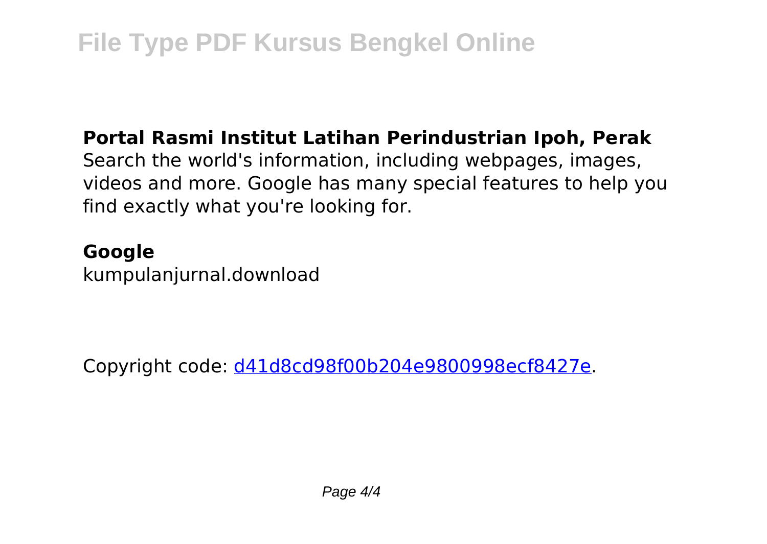**Portal Rasmi Institut Latihan Perindustrian Ipoh, Perak**

Search the world's information, including webpages, images, videos and more. Google has many special features to help you find exactly what you're looking for.

**Google**

kumpulanjurnal.download

Copyright code: d41d8cd98f00b204e9800998ecf8427e.